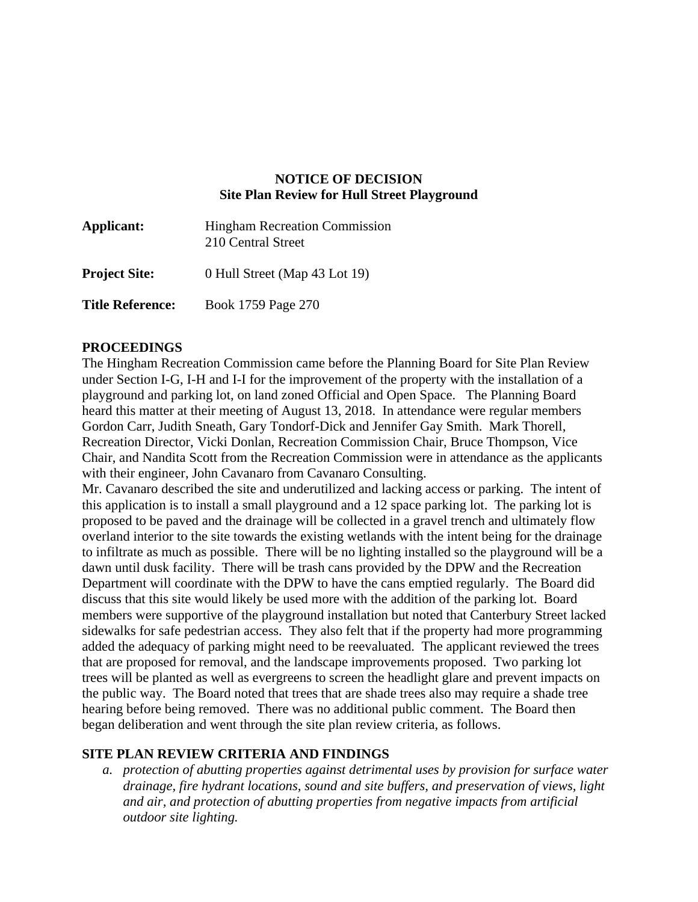**NOTICE OF DECISION**
**Site Plan Review for Hull Street Playground**

| | |
|---|---|
| **Applicant:** | Hingham Recreation Commission<br>210 Central Street |
| **Project Site:** | 0 Hull Street (Map 43 Lot 19) |
| **Title Reference:** | Book 1759 Page 270 |

## PROCEEDINGS

The Hingham Recreation Commission came before the Planning Board for Site Plan Review under Section I-G, I-H and I-I for the improvement of the property with the installation of a playground and parking lot, on land zoned Official and Open Space. The Planning Board heard this matter at their meeting of August 13, 2018. In attendance were regular members Gordon Carr, Judith Sneath, Gary Tondorf-Dick and Jennifer Gay Smith. Mark Thorell, Recreation Director, Vicki Donlan, Recreation Commission Chair, Bruce Thompson, Vice Chair, and Nandita Scott from the Recreation Commission were in attendance as the applicants with their engineer, John Cavanaro from Cavanaro Consulting.

Mr. Cavanaro described the site and underutilized and lacking access or parking. The intent of this application is to install a small playground and a 12 space parking lot. The parking lot is proposed to be paved and the drainage will be collected in a gravel trench and ultimately flow overland interior to the site towards the existing wetlands with the intent being for the drainage to infiltrate as much as possible. There will be no lighting installed so the playground will be a dawn until dusk facility. There will be trash cans provided by the DPW and the Recreation Department will coordinate with the DPW to have the cans emptied regularly. The Board did discuss that this site would likely be used more with the addition of the parking lot. Board members were supportive of the playground installation but noted that Canterbury Street lacked sidewalks for safe pedestrian access. They also felt that if the property had more programming added the adequacy of parking might need to be reevaluated. The applicant reviewed the trees that are proposed for removal, and the landscape improvements proposed. Two parking lot trees will be planted as well as evergreens to screen the headlight glare and prevent impacts on the public way. The Board noted that trees that are shade trees also may require a shade tree hearing before being removed. There was no additional public comment. The Board then began deliberation and went through the site plan review criteria, as follows.

## SITE PLAN REVIEW CRITERIA AND FINDINGS

a. *protection of abutting properties against detrimental uses by provision for surface water drainage, fire hydrant locations, sound and site buffers, and preservation of views, light and air, and protection of abutting properties from negative impacts from artificial outdoor site lighting.*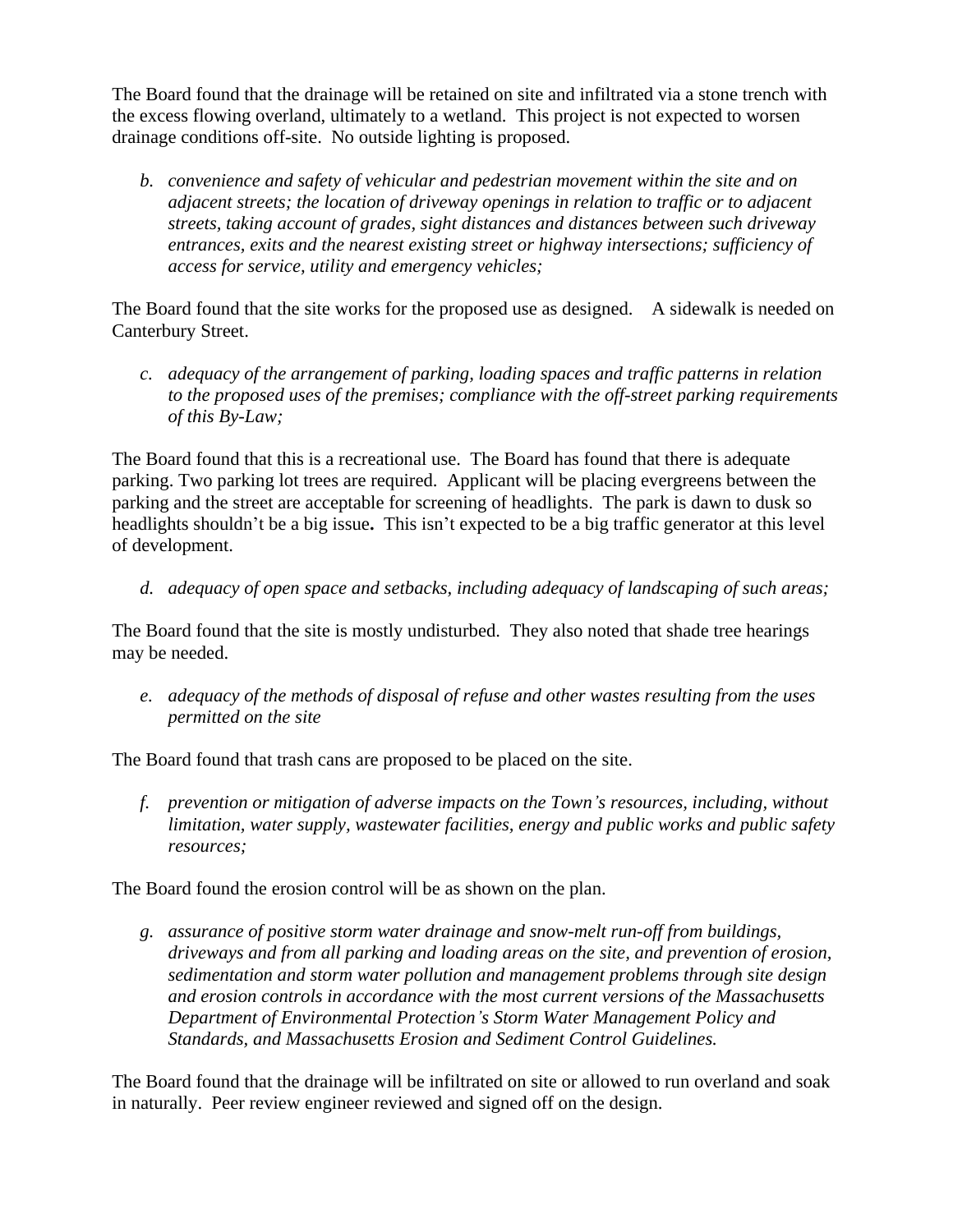The Board found that the drainage will be retained on site and infiltrated via a stone trench with the excess flowing overland, ultimately to a wetland. This project is not expected to worsen drainage conditions off-site. No outside lighting is proposed.

*b. convenience and safety of vehicular and pedestrian movement within the site and on adjacent streets; the location of driveway openings in relation to traffic or to adjacent streets, taking account of grades, sight distances and distances between such driveway entrances, exits and the nearest existing street or highway intersections; sufficiency of access for service, utility and emergency vehicles;*

The Board found that the site works for the proposed use as designed. A sidewalk is needed on Canterbury Street.

*c. adequacy of the arrangement of parking, loading spaces and traffic patterns in relation to the proposed uses of the premises; compliance with the off-street parking requirements of this By-Law;*

The Board found that this is a recreational use. The Board has found that there is adequate parking. Two parking lot trees are required. Applicant will be placing evergreens between the parking and the street are acceptable for screening of headlights. The park is dawn to dusk so headlights shouldn't be a big issue**.** This isn't expected to be a big traffic generator at this level of development.

*d. adequacy of open space and setbacks, including adequacy of landscaping of such areas;*

The Board found that the site is mostly undisturbed. They also noted that shade tree hearings may be needed.

*e. adequacy of the methods of disposal of refuse and other wastes resulting from the uses permitted on the site*

The Board found that trash cans are proposed to be placed on the site.

*f. prevention or mitigation of adverse impacts on the Town's resources, including, without limitation, water supply, wastewater facilities, energy and public works and public safety resources;*

The Board found the erosion control will be as shown on the plan.

*g. assurance of positive storm water drainage and snow-melt run-off from buildings, driveways and from all parking and loading areas on the site, and prevention of erosion, sedimentation and storm water pollution and management problems through site design and erosion controls in accordance with the most current versions of the Massachusetts Department of Environmental Protection's Storm Water Management Policy and Standards, and Massachusetts Erosion and Sediment Control Guidelines.*

The Board found that the drainage will be infiltrated on site or allowed to run overland and soak in naturally. Peer review engineer reviewed and signed off on the design.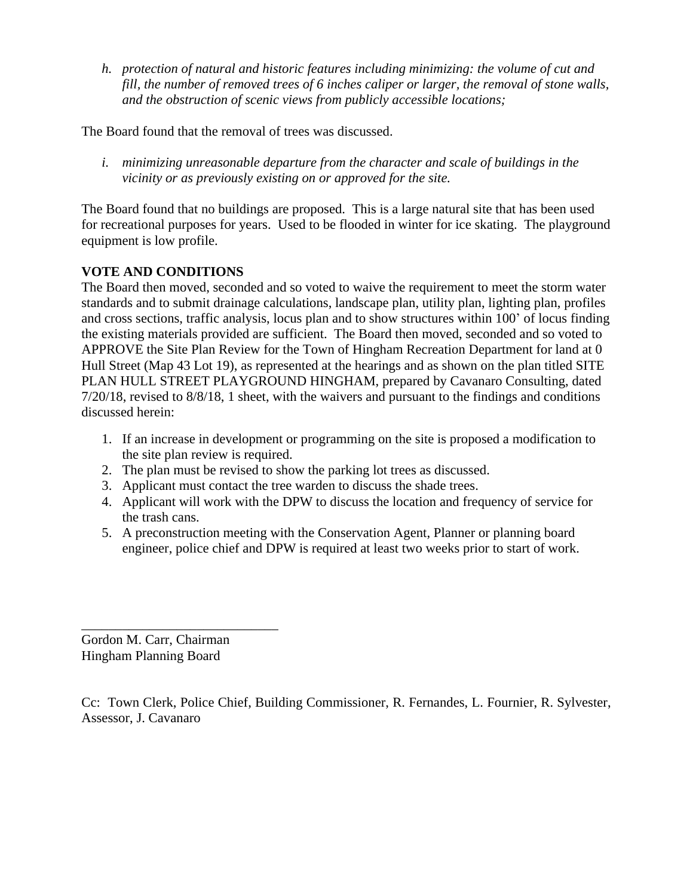*h. protection of natural and historic features including minimizing: the volume of cut and fill, the number of removed trees of 6 inches caliper or larger, the removal of stone walls, and the obstruction of scenic views from publicly accessible locations;*

The Board found that the removal of trees was discussed.

*i. minimizing unreasonable departure from the character and scale of buildings in the vicinity or as previously existing on or approved for the site.*

The Board found that no buildings are proposed. This is a large natural site that has been used for recreational purposes for years. Used to be flooded in winter for ice skating. The playground equipment is low profile.

**VOTE AND CONDITIONS**

The Board then moved, seconded and so voted to waive the requirement to meet the storm water standards and to submit drainage calculations, landscape plan, utility plan, lighting plan, profiles and cross sections, traffic analysis, locus plan and to show structures within 100' of locus finding the existing materials provided are sufficient. The Board then moved, seconded and so voted to APPROVE the Site Plan Review for the Town of Hingham Recreation Department for land at 0 Hull Street (Map 43 Lot 19), as represented at the hearings and as shown on the plan titled SITE PLAN HULL STREET PLAYGROUND HINGHAM, prepared by Cavanaro Consulting, dated 7/20/18, revised to 8/8/18, 1 sheet, with the waivers and pursuant to the findings and conditions discussed herein:

1. If an increase in development or programming on the site is proposed a modification to the site plan review is required.
2. The plan must be revised to show the parking lot trees as discussed.
3. Applicant must contact the tree warden to discuss the shade trees.
4. Applicant will work with the DPW to discuss the location and frequency of service for the trash cans.
5. A preconstruction meeting with the Conservation Agent, Planner or planning board engineer, police chief and DPW is required at least two weeks prior to start of work.

\_\_\_\_\_\_\_\_\_\_\_\_\_\_\_\_\_\_\_\_\_\_\_\_\_\_\_\_\_\_

Gordon M. Carr, Chairman
Hingham Planning Board

Cc: Town Clerk, Police Chief, Building Commissioner, R. Fernandes, L. Fournier, R. Sylvester, Assessor, J. Cavanaro